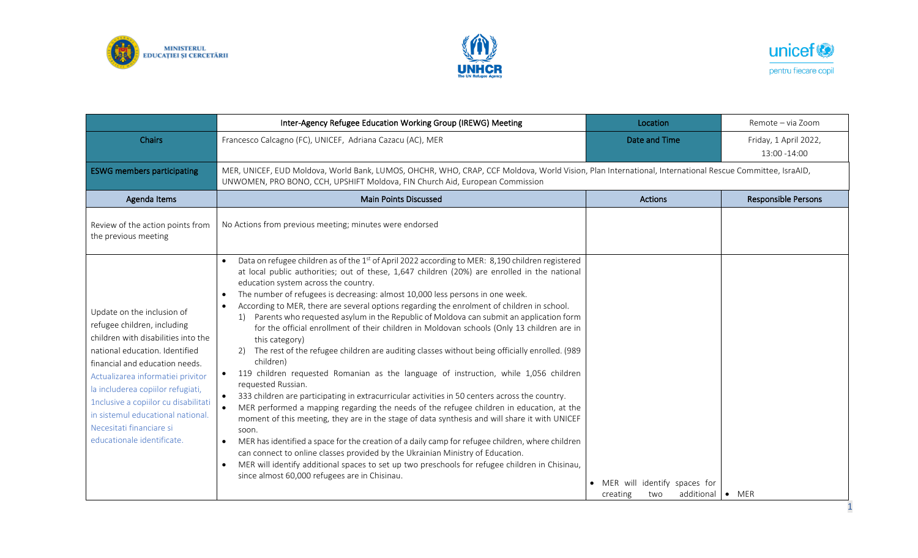| | Inter-Agency Refugee Education Working Group (IREWG) Meeting | Location | Remote – via Zoom |
|---|---|---|---|
| Chairs | Francesco Calcagno (FC), UNICEF, Adriana Cazacu (AC), MER | Date and Time | Friday, 1 April 2022, 13:00 -14:00 |
| ESWG members participating | MER, UNICEF, EUD Moldova, World Bank, LUMOS, OHCHR, WHO, CRAP, CCF Moldova, World Vision, Plan International, International Rescue Committee, IsraAID, UNWOMEN, PRO BONO, CCH, UPSHIFT Moldova, FIN Church Aid, European Commission | | |
| **Agenda Items** | **Main Points Discussed** | **Actions** | **Responsible Persons** |
| Review of the action points from the previous meeting | No Actions from previous meeting; minutes were endorsed | | |
| Update on the inclusion of refugee children, including children with disabilities into the national education. Identified financial and education needs. Actualizarea informatiei privitor la includerea copiilor refugiati, 1nclusive a copiilor cu disabilitati in sistemul educational national. Necesitati financiare si educationale identificate. | • Data on refugee children as of the 1st of April 2022 according to MER: 8,190 children registered at local public authorities; out of these, 1,647 children (20%) are enrolled in the national education system across the country.<br>• The number of refugees is decreasing: almost 10,000 less persons in one week.<br>• According to MER, there are several options regarding the enrolment of children in school.<br>1) Parents who requested asylum in the Republic of Moldova can submit an application form for the official enrollment of their children in Moldovan schools (Only 13 children are in this category)<br>2) The rest of the refugee children are auditing classes without being officially enrolled. (989 children)<br>• 119 children requested Romanian as the language of instruction, while 1,056 children requested Russian.<br>• 333 children are participating in extracurricular activities in 50 centers across the country.<br>• MER performed a mapping regarding the needs of the refugee children in education, at the moment of this meeting, they are in the stage of data synthesis and will share it with UNICEF soon.<br>• MER has identified a space for the creation of a daily camp for refugee children, where children can connect to online classes provided by the Ukrainian Ministry of Education.<br>• MER will identify additional spaces to set up two preschools for refugee children in Chisinau, since almost 60,000 refugees are in Chisinau. | • MER will identify spaces for creating two additional | • MER |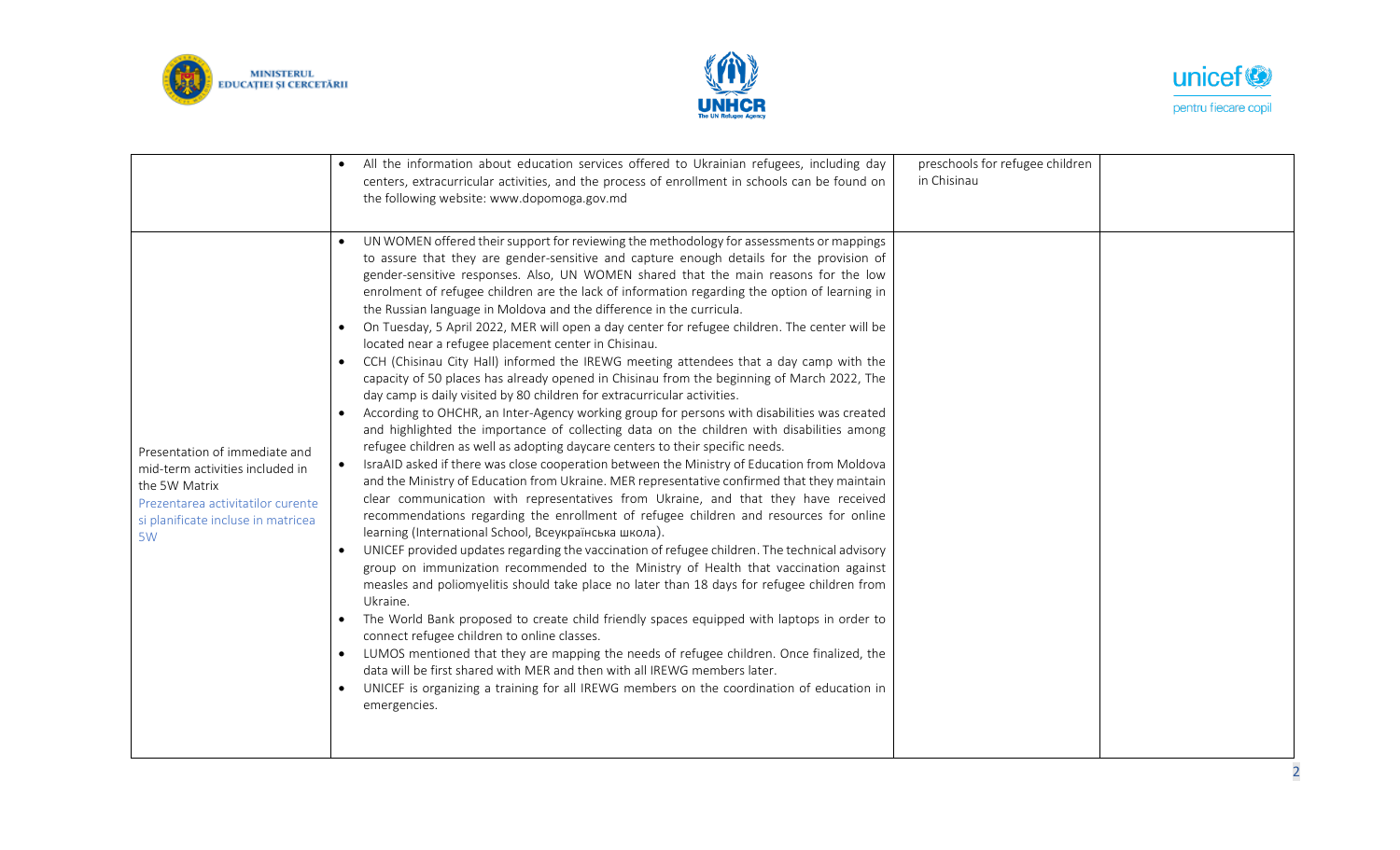| | | | |
|---|---|---|---|
| | • All the information about education services offered to Ukrainian refugees, including day centers, extracurricular activities, and the process of enrollment in schools can be found on the following website: www.dopomoga.gov.md | preschools for refugee children in Chisinau | |
| Presentation of immediate and mid-term activities included in the 5W Matrix<br>Prezentarea activitatilor curente si planificate incluse in matricea 5W | • UN WOMEN offered their support for reviewing the methodology for assessments or mappings to assure that they are gender-sensitive and capture enough details for the provision of gender-sensitive responses. Also, UN WOMEN shared that the main reasons for the low enrolment of refugee children are the lack of information regarding the option of learning in the Russian language in Moldova and the difference in the curricula.<br>• On Tuesday, 5 April 2022, MER will open a day center for refugee children. The center will be located near a refugee placement center in Chisinau.<br>• CCH (Chisinau City Hall) informed the IREWG meeting attendees that a day camp with the capacity of 50 places has already opened in Chisinau from the beginning of March 2022, The day camp is daily visited by 80 children for extracurricular activities.<br>• According to OHCHR, an Inter-Agency working group for persons with disabilities was created and highlighted the importance of collecting data on the children with disabilities among refugee children as well as adopting daycare centers to their specific needs.<br>• IsraAID asked if there was close cooperation between the Ministry of Education from Moldova and the Ministry of Education from Ukraine. MER representative confirmed that they maintain clear communication with representatives from Ukraine, and that they have received recommendations regarding the enrollment of refugee children and resources for online learning (International School, Всеукраїнська школа).<br>• UNICEF provided updates regarding the vaccination of refugee children. The technical advisory group on immunization recommended to the Ministry of Health that vaccination against measles and poliomyelitis should take place no later than 18 days for refugee children from Ukraine.<br>• The World Bank proposed to create child friendly spaces equipped with laptops in order to connect refugee children to online classes.<br>• LUMOS mentioned that they are mapping the needs of refugee children. Once finalized, the data will be first shared with MER and then with all IREWG members later.<br>• UNICEF is organizing a training for all IREWG members on the coordination of education in emergencies. | | |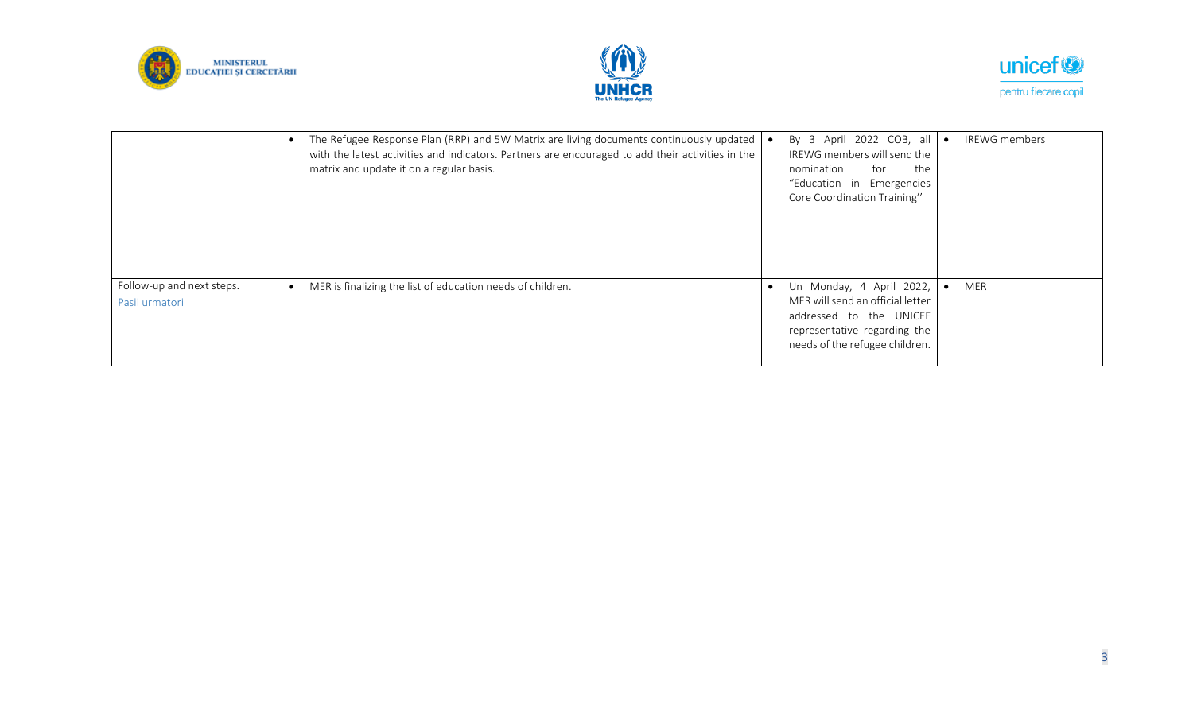| | | | |
|---|---|---|---|
| | • The Refugee Response Plan (RRP) and 5W Matrix are living documents continuously updated with the latest activities and indicators. Partners are encouraged to add their activities in the matrix and update it on a regular basis. | • By 3 April 2022 COB, all IREWG members will send the nomination for the "Education in Emergencies Core Coordination Training" | • IREWG members |
| Follow-up and next steps.<br>Pasii urmatori | • MER is finalizing the list of education needs of children. | • Un Monday, 4 April 2022, MER will send an official letter addressed to the UNICEF representative regarding the needs of the refugee children. | • MER |